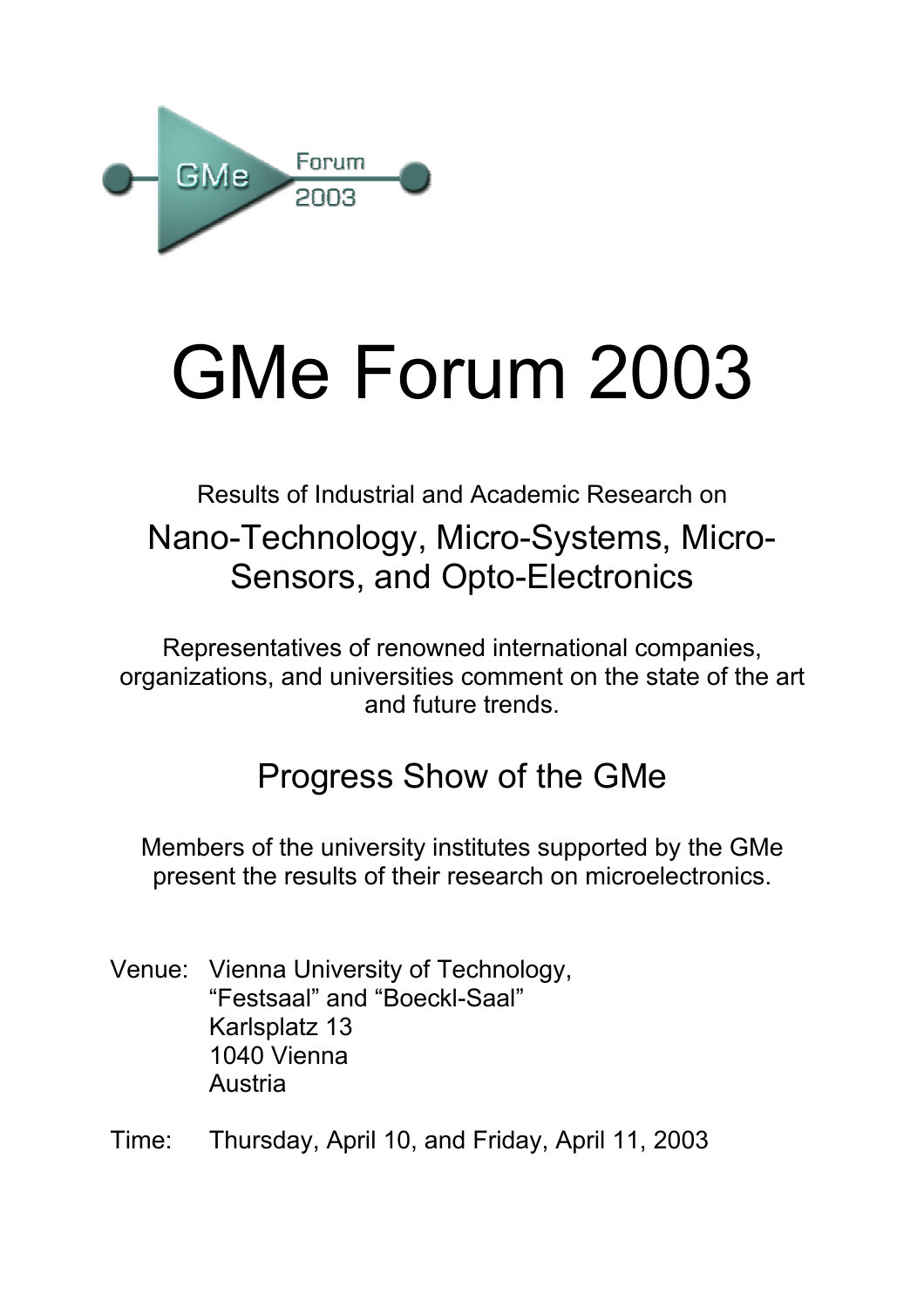# GMe Forum 2003

Results of Industrial and Academic Research on

## Nano-Technology, Micro-Systems, Micro-Sensors, and Opto-Electronics

Representatives of renowned international companies, organizations, and universities comment on the state of the art and future trends.

## Progress Show of the GMe

Members of the university institutes supported by the GMe present the results of their research on microelectronics.

Venue: Vienna University of Technology,
"Festsaal" and "Boeckl-Saal"
Karlsplatz 13
1040 Vienna
Austria

Time: Thursday, April 10, and Friday, April 11, 2003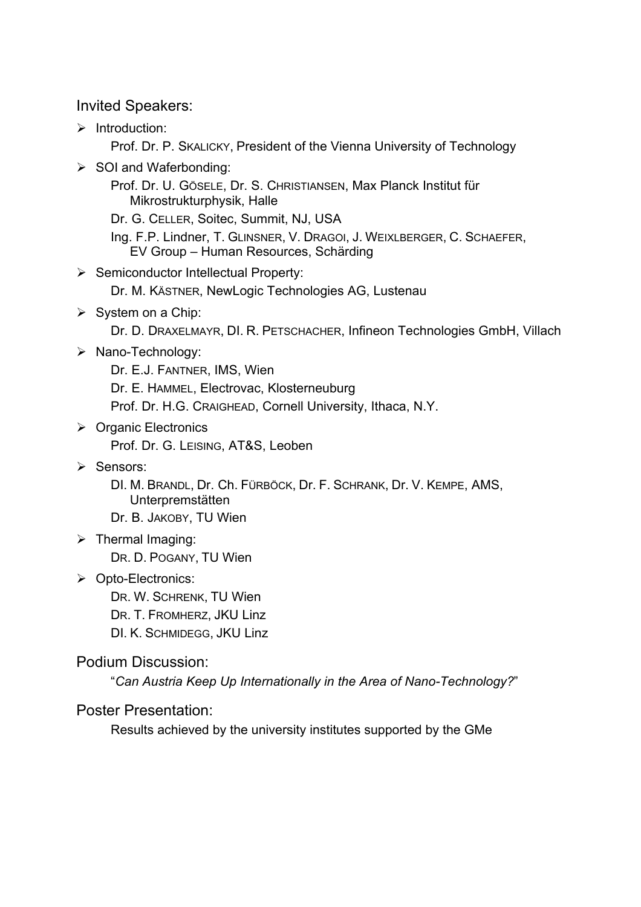## Invited Speakers:

- Introduction:
  - Prof. Dr. P. SKALICKY, President of the Vienna University of Technology
- SOI and Waferbonding:
  - Prof. Dr. U. GÖSELE, Dr. S. CHRISTIANSEN, Max Planck Institut für Mikrostrukturphysik, Halle
  - Dr. G. CELLER, Soitec, Summit, NJ, USA
  - Ing. F.P. Lindner, T. GLINSNER, V. DRAGOI, J. WEIXLBERGER, C. SCHAEFER, EV Group – Human Resources, Schärding
- Semiconductor Intellectual Property:
  - Dr. M. KÄSTNER, NewLogic Technologies AG, Lustenau
- System on a Chip:
  - Dr. D. DRAXELMAYR, DI. R. PETSCHACHER, Infineon Technologies GmbH, Villach
- Nano-Technology:
  - Dr. E.J. FANTNER, IMS, Wien
  - Dr. E. HAMMEL, Electrovac, Klosterneuburg
  - Prof. Dr. H.G. CRAIGHEAD, Cornell University, Ithaca, N.Y.
- Organic Electronics
  - Prof. Dr. G. LEISING, AT&S, Leoben
- Sensors:
  - DI. M. BRANDL, Dr. Ch. FÜRBÖCK, Dr. F. SCHRANK, Dr. V. KEMPE, AMS, Unterpremstätten
  - Dr. B. JAKOBY, TU Wien
- Thermal Imaging:
  - DR. D. POGANY, TU Wien
- Opto-Electronics:
  - DR. W. SCHRENK, TU Wien
  - DR. T. FROMHERZ, JKU Linz
  - DI. K. SCHMIDEGG, JKU Linz

## Podium Discussion:

"*Can Austria Keep Up Internationally in the Area of Nano-Technology?*"

## Poster Presentation:

Results achieved by the university institutes supported by the GMe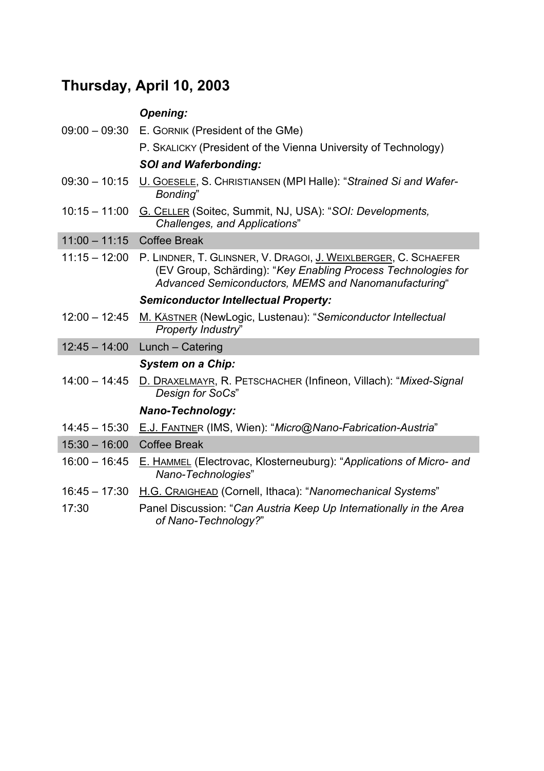## Thursday, April 10, 2003

| Time | Program |
| --- | --- |
| | ***Opening:*** |
| 09:00 – 09:30 | E. GORNIK (President of the GMe) |
| | P. SKALICKY (President of the Vienna University of Technology) |
| | ***SOI and Waferbonding:*** |
| 09:30 – 10:15 | U. GOESELE, S. CHRISTIANSEN (MPI Halle): "*Strained Si and Wafer-Bonding*" |
| 10:15 – 11:00 | G. CELLER (Soitec, Summit, NJ, USA): "*SOI: Developments, Challenges, and Applications*" |
| 11:00 – 11:15 | Coffee Break |
| 11:15 – 12:00 | P. LINDNER, T. GLINSNER, V. DRAGOI, J. WEIXLBERGER, C. SCHAEFER (EV Group, Schärding): "*Key Enabling Process Technologies for Advanced Semiconductors, MEMS and Nanomanufacturing*" |
| | ***Semiconductor Intellectual Property:*** |
| 12:00 – 12:45 | M. KÄSTNER (NewLogic, Lustenau): "*Semiconductor Intellectual Property Industry*" |
| 12:45 – 14:00 | Lunch – Catering |
| | ***System on a Chip:*** |
| 14:00 – 14:45 | D. DRAXELMAYR, R. PETSCHACHER (Infineon, Villach): "*Mixed-Signal Design for SoCs*" |
| | ***Nano-Technology:*** |
| 14:45 – 15:30 | E.J. FANTNER (IMS, Wien): "*Micro@Nano-Fabrication-Austria*" |
| 15:30 – 16:00 | Coffee Break |
| 16:00 – 16:45 | E. HAMMEL (Electrovac, Klosterneuburg): "*Applications of Micro- and Nano-Technologies*" |
| 16:45 – 17:30 | H.G. CRAIGHEAD (Cornell, Ithaca): "*Nanomechanical Systems*" |
| 17:30 | Panel Discussion: "*Can Austria Keep Up Internationally in the Area of Nano-Technology?*" |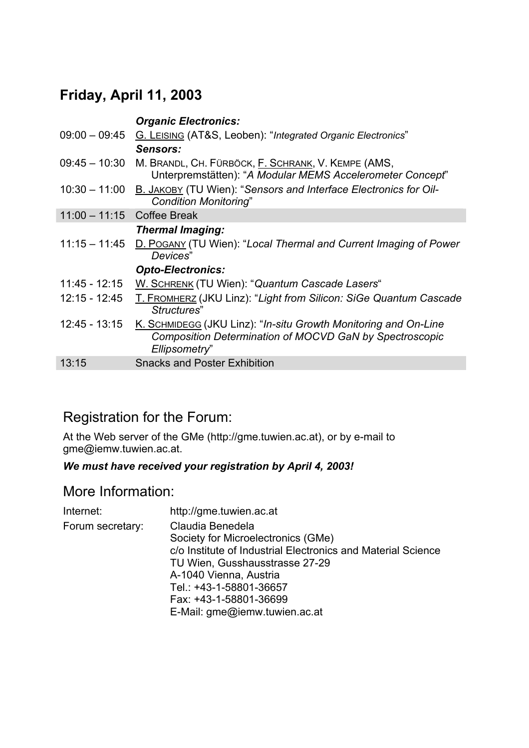## Friday, April 11, 2003

| | |
|---|---|
| | ***Organic Electronics:*** |
| 09:00 – 09:45 | G. LEISING (AT&S, Leoben): "*Integrated Organic Electronics*" |
| | ***Sensors:*** |
| 09:45 – 10:30 | M. BRANDL, CH. FÜRBÖCK, F. SCHRANK, V. KEMPE (AMS, Unterpremstätten): "*A Modular MEMS Accelerometer Concept*" |
| 10:30 – 11:00 | B. JAKOBY (TU Wien): "*Sensors and Interface Electronics for Oil-Condition Monitoring*" |
| 11:00 – 11:15 | Coffee Break |
| | ***Thermal Imaging:*** |
| 11:15 – 11:45 | D. POGANY (TU Wien): "*Local Thermal and Current Imaging of Power Devices*" |
| | ***Opto-Electronics:*** |
| 11:45 - 12:15 | W. SCHRENK (TU Wien): "*Quantum Cascade Lasers*" |
| 12:15 - 12:45 | T. FROMHERZ (JKU Linz): "*Light from Silicon: SiGe Quantum Cascade Structures*" |
| 12:45 - 13:15 | K. SCHMIDEGG (JKU Linz): "*In-situ Growth Monitoring and On-Line Composition Determination of MOCVD GaN by Spectroscopic Ellipsometry*" |
| 13:15 | Snacks and Poster Exhibition |

## Registration for the Forum:

At the Web server of the GMe (http://gme.tuwien.ac.at), or by e-mail to gme@iemw.tuwien.ac.at.

***We must have received your registration by April 4, 2003!***

## More Information:

| | |
|---|---|
| Internet: | http://gme.tuwien.ac.at |
| Forum secretary: | Claudia Benedela<br>Society for Microelectronics (GMe)<br>c/o Institute of Industrial Electronics and Material Science<br>TU Wien, Gusshausstrasse 27-29<br>A-1040 Vienna, Austria<br>Tel.: +43-1-58801-36657<br>Fax: +43-1-58801-36699<br>E-Mail: gme@iemw.tuwien.ac.at |